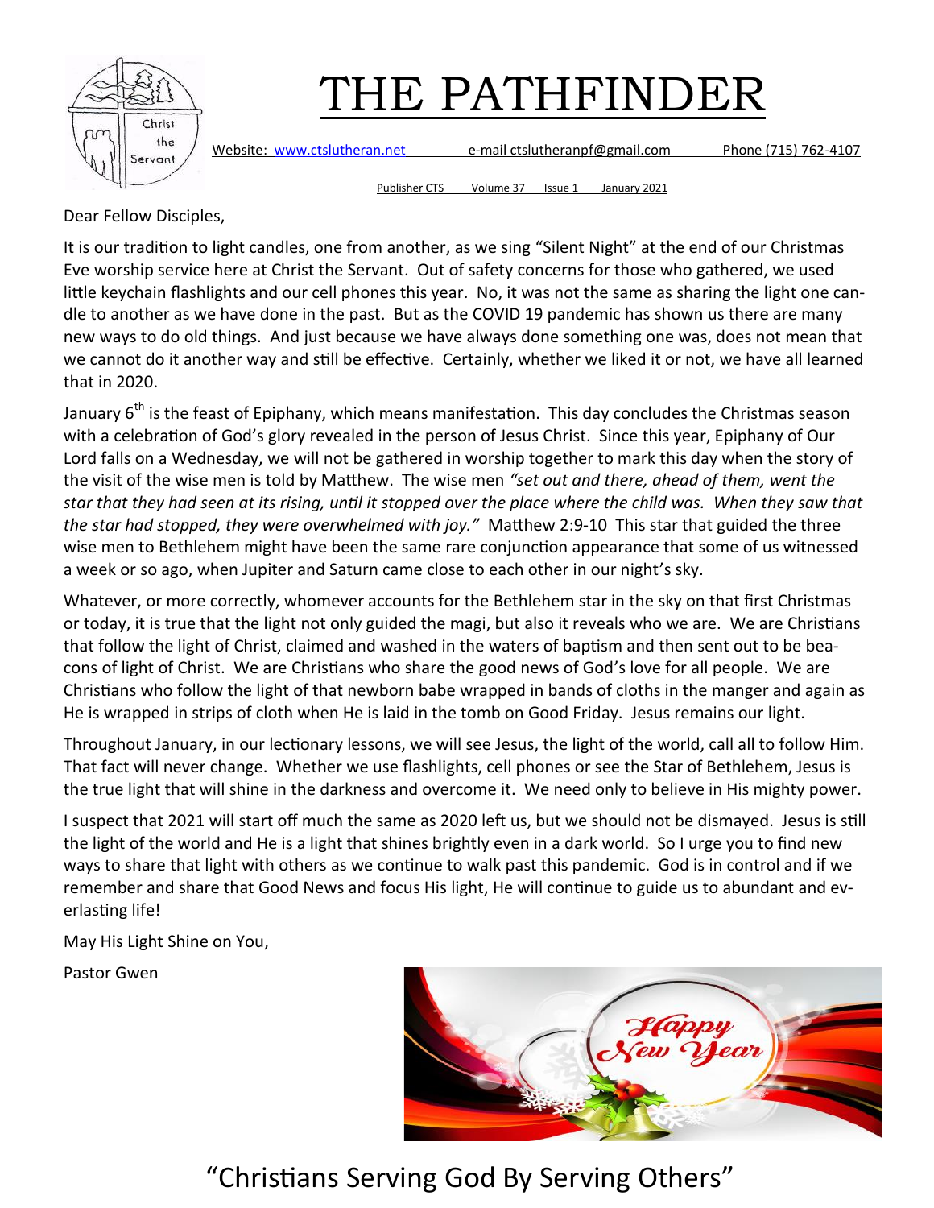# THE PATHFINDER

Website: www.ctslutheran.net e-mail ctslutheranpf@gmail.com Phone (715) 762-4107

Publisher CTS Volume 37 Issue 1 January 2021

Dear Fellow Disciples,

It is our tradition to light candles, one from another, as we sing "Silent Night" at the end of our Christmas Eve worship service here at Christ the Servant. Out of safety concerns for those who gathered, we used little keychain flashlights and our cell phones this year. No, it was not the same as sharing the light one candle to another as we have done in the past. But as the COVID 19 pandemic has shown us there are many new ways to do old things. And just because we have always done something one was, does not mean that we cannot do it another way and still be effective. Certainly, whether we liked it or not, we have all learned that in 2020.

January 6th is the feast of Epiphany, which means manifestation. This day concludes the Christmas season with a celebration of God's glory revealed in the person of Jesus Christ. Since this year, Epiphany of Our Lord falls on a Wednesday, we will not be gathered in worship together to mark this day when the story of the visit of the wise men is told by Matthew. The wise men *"set out and there, ahead of them, went the star that they had seen at its rising, until it stopped over the place where the child was. When they saw that the star had stopped, they were overwhelmed with joy."* Matthew 2:9-10 This star that guided the three wise men to Bethlehem might have been the same rare conjunction appearance that some of us witnessed a week or so ago, when Jupiter and Saturn came close to each other in our night's sky.

Whatever, or more correctly, whomever accounts for the Bethlehem star in the sky on that first Christmas or today, it is true that the light not only guided the magi, but also it reveals who we are. We are Christians that follow the light of Christ, claimed and washed in the waters of baptism and then sent out to be beacons of light of Christ. We are Christians who share the good news of God's love for all people. We are Christians who follow the light of that newborn babe wrapped in bands of cloths in the manger and again as He is wrapped in strips of cloth when He is laid in the tomb on Good Friday. Jesus remains our light.

Throughout January, in our lectionary lessons, we will see Jesus, the light of the world, call all to follow Him. That fact will never change. Whether we use flashlights, cell phones or see the Star of Bethlehem, Jesus is the true light that will shine in the darkness and overcome it. We need only to believe in His mighty power.

I suspect that 2021 will start off much the same as 2020 left us, but we should not be dismayed. Jesus is still the light of the world and He is a light that shines brightly even in a dark world. So I urge you to find new ways to share that light with others as we continue to walk past this pandemic. God is in control and if we remember and share that Good News and focus His light, He will continue to guide us to abundant and everlasting life!

May His Light Shine on You,

Pastor Gwen

"Christians Serving God By Serving Others"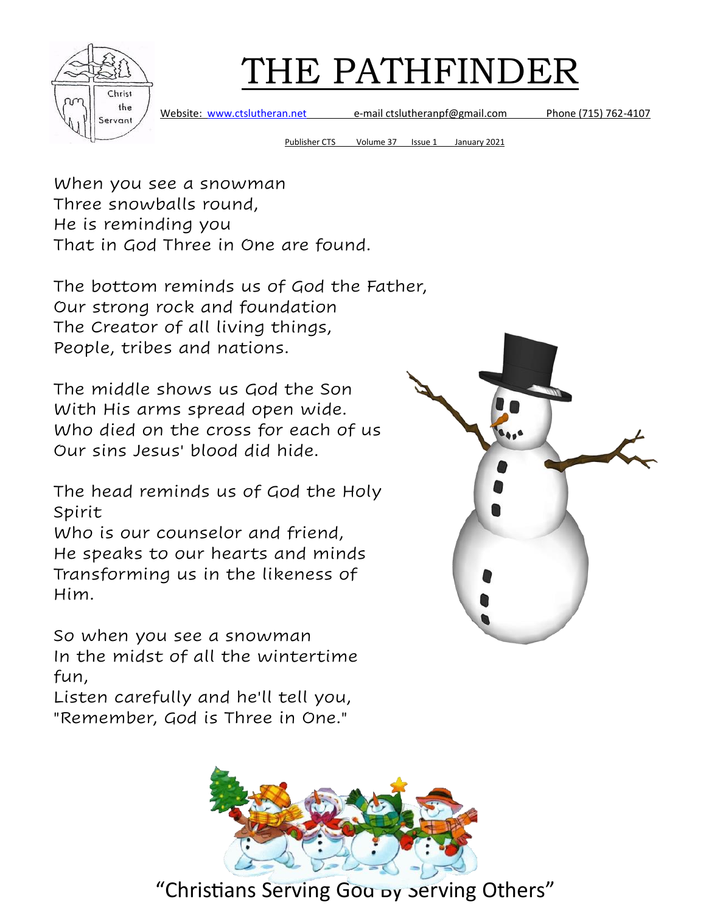# THE PATHFINDER

Website: www.ctslutheran.net e-mail ctslutheranpf@gmail.com Phone (715) 762-4107

Publisher CTS Volume 37 Issue 1 January 2021

When you see a snowman
Three snowballs round,
He is reminding you
That in God Three in One are found.

The bottom reminds us of God the Father,
Our strong rock and foundation
The Creator of all living things,
People, tribes and nations.

The middle shows us God the Son
With His arms spread open wide.
Who died on the cross for each of us
Our sins Jesus' blood did hide.

The head reminds us of God the Holy Spirit
Who is our counselor and friend,
He speaks to our hearts and minds
Transforming us in the likeness of Him.

So when you see a snowman
In the midst of all the wintertime fun,
Listen carefully and he'll tell you,
"Remember, God is Three in One."

"Christians Serving God By Serving Others"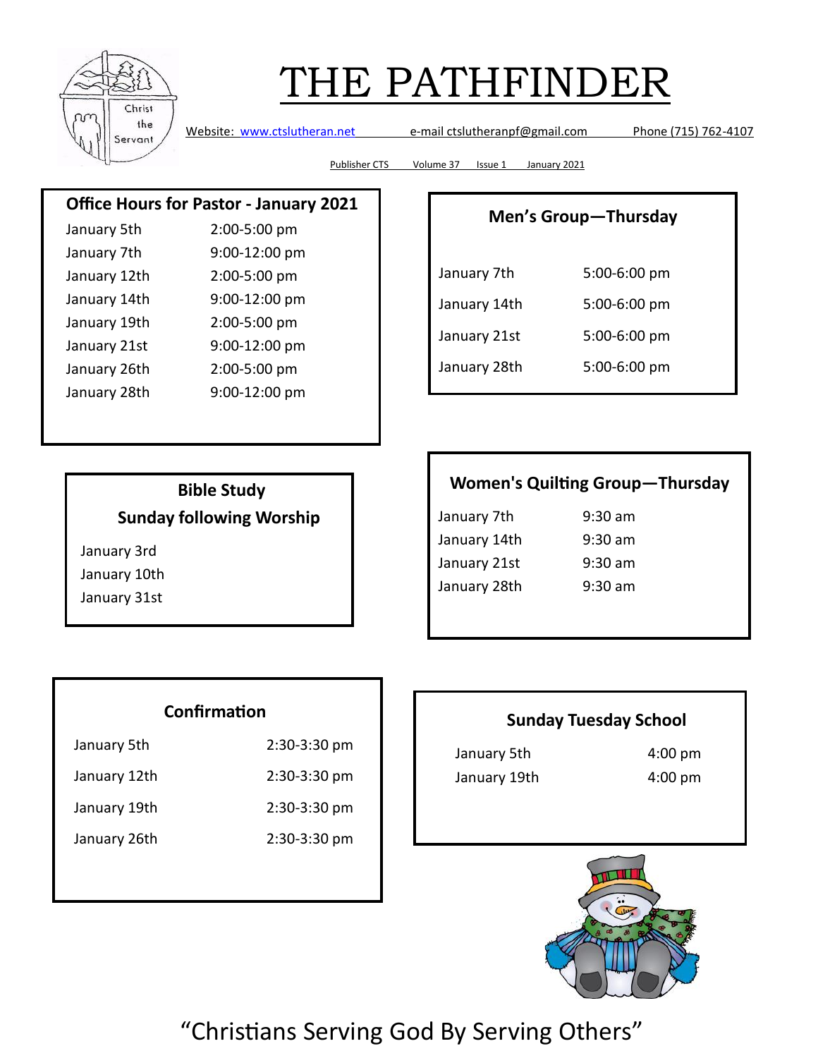# THE PATHFINDER

Website: www.ctslutheran.net e-mail ctslutheranpf@gmail.com Phone (715) 762-4107

Publisher CTS Volume 37 Issue 1 January 2021

## Office Hours for Pastor - January 2021

| | |
|---|---|
| January 5th | 2:00-5:00 pm |
| January 7th | 9:00-12:00 pm |
| January 12th | 2:00-5:00 pm |
| January 14th | 9:00-12:00 pm |
| January 19th | 2:00-5:00 pm |
| January 21st | 9:00-12:00 pm |
| January 26th | 2:00-5:00 pm |
| January 28th | 9:00-12:00 pm |

## Men's Group—Thursday

| | |
|---|---|
| January 7th | 5:00-6:00 pm |
| January 14th | 5:00-6:00 pm |
| January 21st | 5:00-6:00 pm |
| January 28th | 5:00-6:00 pm |

## Bible Study

### Sunday following Worship

- January 3rd
- January 10th
- January 31st

## Women's Quilting Group—Thursday

| | |
|---|---|
| January 7th | 9:30 am |
| January 14th | 9:30 am |
| January 21st | 9:30 am |
| January 28th | 9:30 am |

## Confirmation

| | |
|---|---|
| January 5th | 2:30-3:30 pm |
| January 12th | 2:30-3:30 pm |
| January 19th | 2:30-3:30 pm |
| January 26th | 2:30-3:30 pm |

## Sunday Tuesday School

| | |
|---|---|
| January 5th | 4:00 pm |
| January 19th | 4:00 pm |

"Christians Serving God By Serving Others"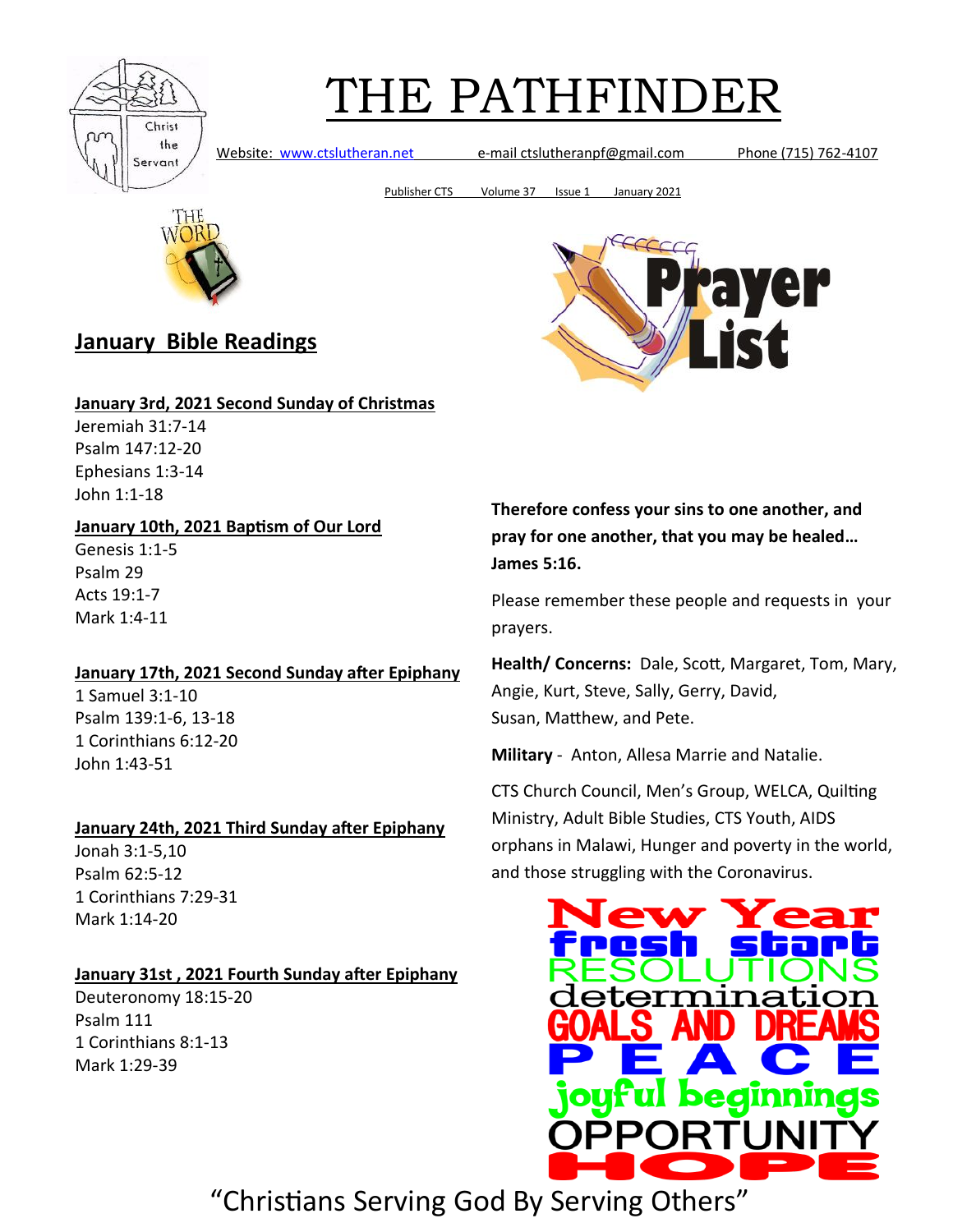# THE PATHFINDER

Website: www.ctslutheran.net e-mail ctslutheranpf@gmail.com Phone (715) 762-4107

Publisher CTS Volume 37 Issue 1 January 2021

## January Bible Readings

**January 3rd, 2021 Second Sunday of Christmas**

Jeremiah 31:7-14
Psalm 147:12-20
Ephesians 1:3-14
John 1:1-18

**January 10th, 2021 Baptism of Our Lord**

Genesis 1:1-5
Psalm 29
Acts 19:1-7
Mark 1:4-11

**January 17th, 2021 Second Sunday after Epiphany**

1 Samuel 3:1-10
Psalm 139:1-6, 13-18
1 Corinthians 6:12-20
John 1:43-51

**January 24th, 2021 Third Sunday after Epiphany**

Jonah 3:1-5,10
Psalm 62:5-12
1 Corinthians 7:29-31
Mark 1:14-20

**January 31st , 2021 Fourth Sunday after Epiphany**

Deuteronomy 18:15-20
Psalm 111
1 Corinthians 8:1-13
Mark 1:29-39

## Prayer List

**Therefore confess your sins to one another, and pray for one another, that you may be healed… James 5:16.**

Please remember these people and requests in your prayers.

**Health/ Concerns:** Dale, Scott, Margaret, Tom, Mary, Angie, Kurt, Steve, Sally, Gerry, David, Susan, Matthew, and Pete.

**Military** - Anton, Allesa Marrie and Natalie.

CTS Church Council, Men's Group, WELCA, Quilting Ministry, Adult Bible Studies, CTS Youth, AIDS orphans in Malawi, Hunger and poverty in the world, and those struggling with the Coronavirus.

New Year
fresh start
RESOLUTIONS
determination
GOALS AND DREAMS
PEACE
joyful beginnings
OPPORTUNITY
HOPE

"Christians Serving God By Serving Others"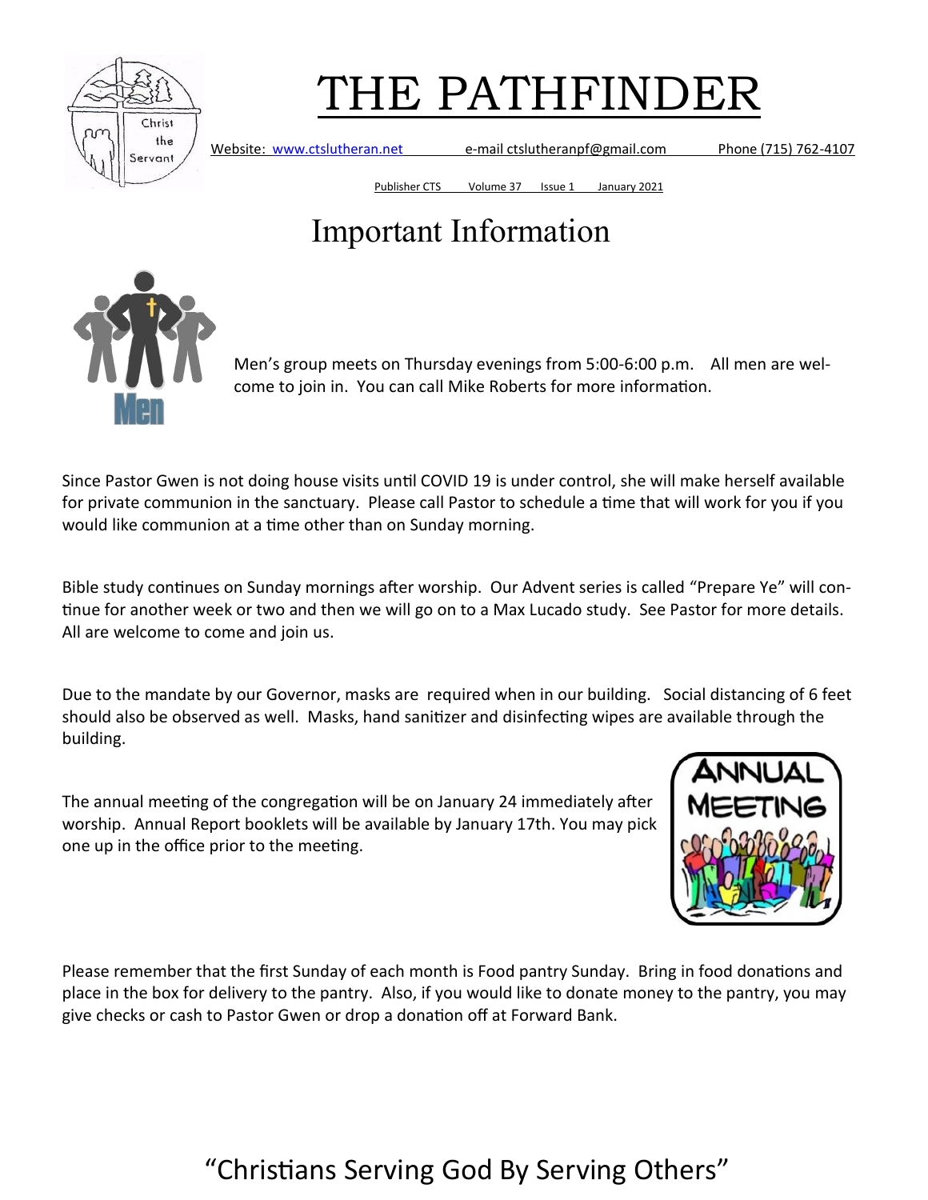# THE PATHFINDER

Website: www.ctslutheran.net e-mail ctslutheranpf@gmail.com Phone (715) 762-4107

Publisher CTS Volume 37 Issue 1 January 2021

## Important Information

Men's group meets on Thursday evenings from 5:00-6:00 p.m. All men are welcome to join in. You can call Mike Roberts for more information.

Since Pastor Gwen is not doing house visits until COVID 19 is under control, she will make herself available for private communion in the sanctuary. Please call Pastor to schedule a time that will work for you if you would like communion at a time other than on Sunday morning.

Bible study continues on Sunday mornings after worship. Our Advent series is called "Prepare Ye" will continue for another week or two and then we will go on to a Max Lucado study. See Pastor for more details. All are welcome to come and join us.

Due to the mandate by our Governor, masks are required when in our building. Social distancing of 6 feet should also be observed as well. Masks, hand sanitizer and disinfecting wipes are available through the building.

The annual meeting of the congregation will be on January 24 immediately after worship. Annual Report booklets will be available by January 17th. You may pick one up in the office prior to the meeting.

Please remember that the first Sunday of each month is Food pantry Sunday. Bring in food donations and place in the box for delivery to the pantry. Also, if you would like to donate money to the pantry, you may give checks or cash to Pastor Gwen or drop a donation off at Forward Bank.

"Christians Serving God By Serving Others"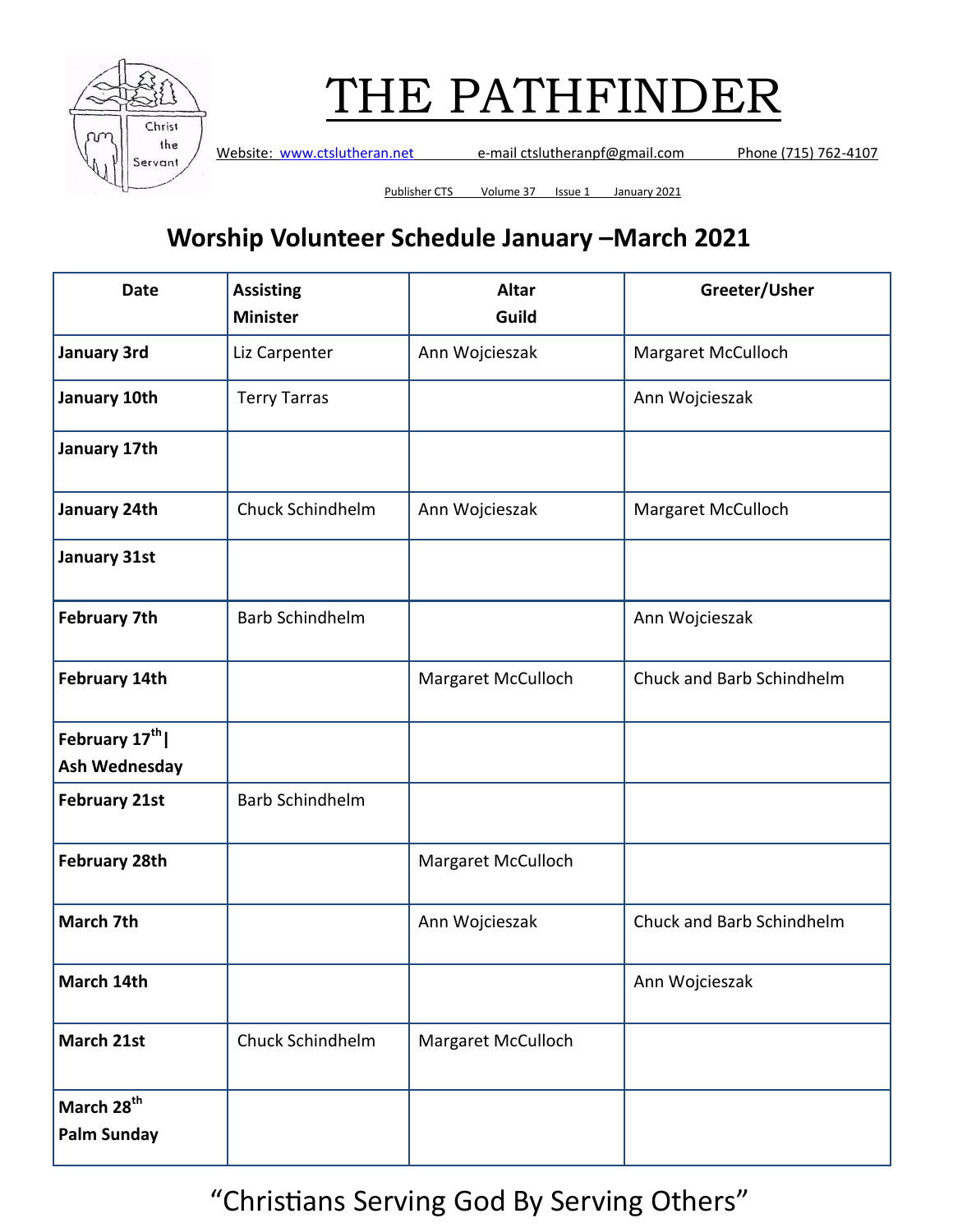# THE PATHFINDER

Website: www.ctslutheran.net e-mail ctslutheranpf@gmail.com Phone (715) 762-4107

Publisher CTS Volume 37 Issue 1 January 2021

## Worship Volunteer Schedule January –March 2021

| Date | Assisting Minister | Altar Guild | Greeter/Usher |
|---|---|---|---|
| **January 3rd** | Liz Carpenter | Ann Wojcieszak | Margaret McCulloch |
| **January 10th** | Terry Tarras | | Ann Wojcieszak |
| **January 17th** | | | |
| **January 24th** | Chuck Schindhelm | Ann Wojcieszak | Margaret McCulloch |
| **January 31st** | | | |
| **February 7th** | Barb Schindhelm | | Ann Wojcieszak |
| **February 14th** | | Margaret McCulloch | Chuck and Barb Schindhelm |
| **February 17th \| Ash Wednesday** | | | |
| **February 21st** | Barb Schindhelm | | |
| **February 28th** | | Margaret McCulloch | |
| **March 7th** | | Ann Wojcieszak | Chuck and Barb Schindhelm |
| **March 14th** | | | Ann Wojcieszak |
| **March 21st** | Chuck Schindhelm | Margaret McCulloch | |
| **March 28th Palm Sunday** | | | |

"Christians Serving God By Serving Others"